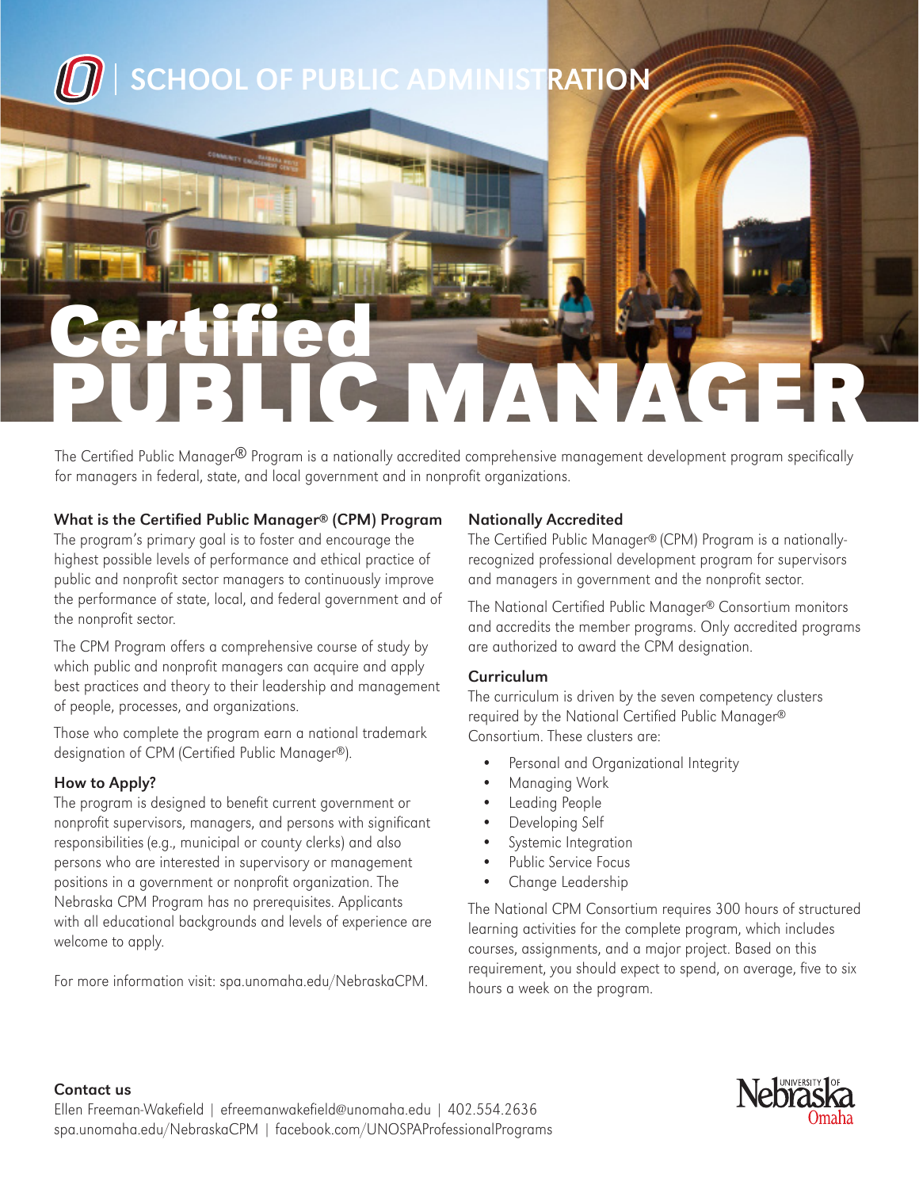SCHOOL OF PUBLIC ADMINISTRATION

# Certified PUBLIC MANAGER

The Certified Public Manager® Program is a nationally accredited comprehensive management development program specifically for managers in federal, state, and local government and in nonprofit organizations.

### What is the Certified Public Manager® (CPM) Program

The program's primary goal is to foster and encourage the highest possible levels of performance and ethical practice of public and nonprofit sector managers to continuously improve the performance of state, local, and federal government and of the nonprofit sector.

The CPM Program offers a comprehensive course of study by which public and nonprofit managers can acquire and apply best practices and theory to their leadership and management of people, processes, and organizations.

Those who complete the program earn a national trademark designation of CPM (Certified Public Manager®).

### How to Apply?

The program is designed to benefit current government or nonprofit supervisors, managers, and persons with significant responsibilities (e.g., municipal or county clerks) and also persons who are interested in supervisory or management positions in a government or nonprofit organization. The Nebraska CPM Program has no prerequisites. Applicants with all educational backgrounds and levels of experience are welcome to apply.

For more information visit: spa.unomaha.edu/NebraskaCPM.

### Nationally Accredited

The Certified Public Manager® (CPM) Program is a nationally-recognized professional development program for supervisors and managers in government and the nonprofit sector.

The National Certified Public Manager® Consortium monitors and accredits the member programs. Only accredited programs are authorized to award the CPM designation.

### Curriculum

The curriculum is driven by the seven competency clusters required by the National Certified Public Manager® Consortium. These clusters are:

- Personal and Organizational Integrity
- Managing Work
- Leading People
- Developing Self
- Systemic Integration
- Public Service Focus
- Change Leadership

The National CPM Consortium requires 300 hours of structured learning activities for the complete program, which includes courses, assignments, and a major project. Based on this requirement, you should expect to spend, on average, five to six hours a week on the program.

### Contact us

Ellen Freeman-Wakefield | efreemanwakefield@unomaha.edu | 402.554.2636
spa.unomaha.edu/NebraskaCPM | facebook.com/UNOSPAProfessionalPrograms

University of Nebraska Omaha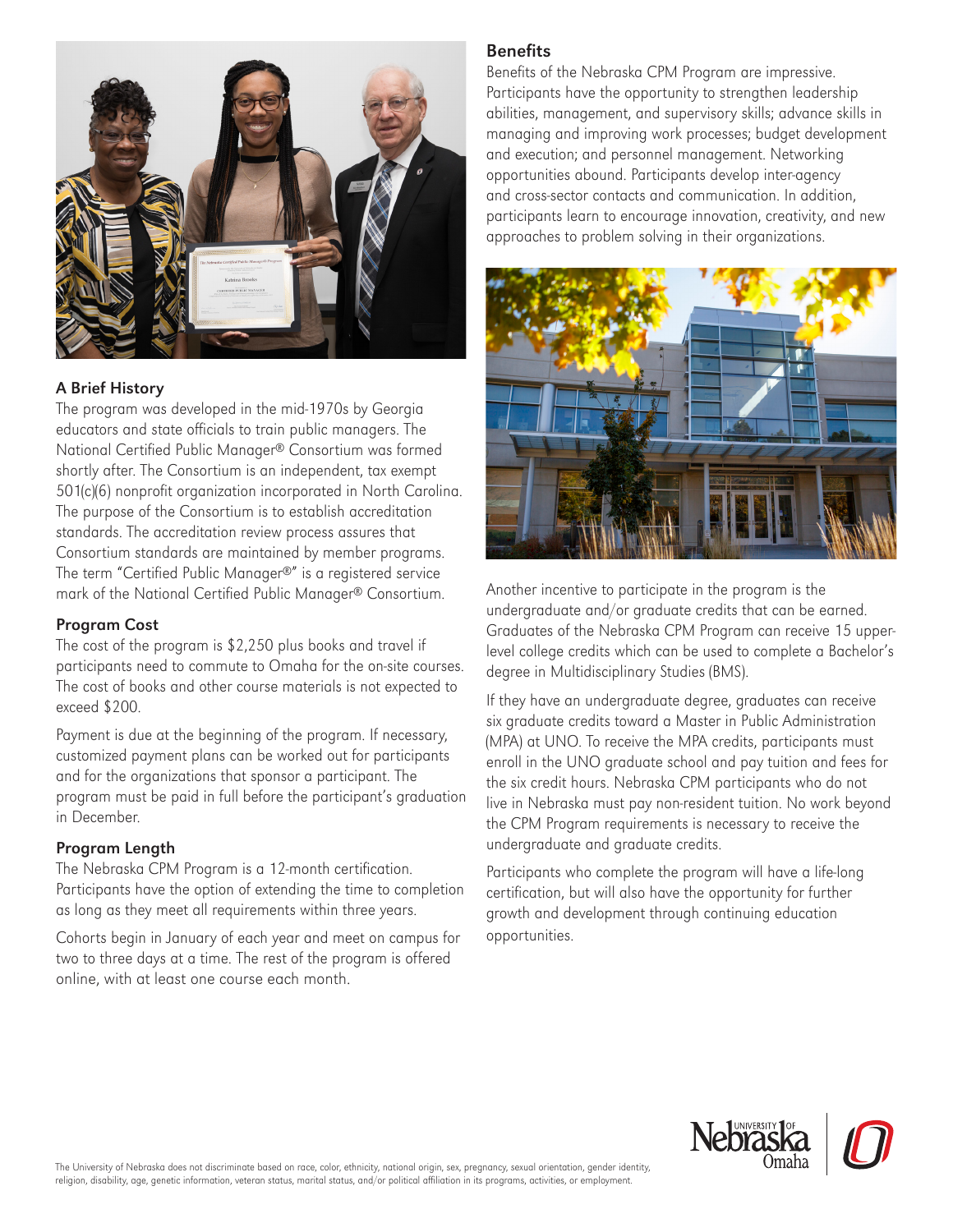## A Brief History

The program was developed in the mid-1970s by Georgia educators and state officials to train public managers. The National Certified Public Manager® Consortium was formed shortly after. The Consortium is an independent, tax exempt 501(c)(6) nonprofit organization incorporated in North Carolina. The purpose of the Consortium is to establish accreditation standards. The accreditation review process assures that Consortium standards are maintained by member programs. The term "Certified Public Manager®" is a registered service mark of the National Certified Public Manager® Consortium.

## Program Cost

The cost of the program is $2,250 plus books and travel if participants need to commute to Omaha for the on-site courses. The cost of books and other course materials is not expected to exceed $200.

Payment is due at the beginning of the program. If necessary, customized payment plans can be worked out for participants and for the organizations that sponsor a participant. The program must be paid in full before the participant's graduation in December.

## Program Length

The Nebraska CPM Program is a 12-month certification. Participants have the option of extending the time to completion as long as they meet all requirements within three years.

Cohorts begin in January of each year and meet on campus for two to three days at a time. The rest of the program is offered online, with at least one course each month.

## Benefits

Benefits of the Nebraska CPM Program are impressive. Participants have the opportunity to strengthen leadership abilities, management, and supervisory skills; advance skills in managing and improving work processes; budget development and execution; and personnel management. Networking opportunities abound. Participants develop inter-agency and cross-sector contacts and communication. In addition, participants learn to encourage innovation, creativity, and new approaches to problem solving in their organizations.

Another incentive to participate in the program is the undergraduate and/or graduate credits that can be earned. Graduates of the Nebraska CPM Program can receive 15 upper-level college credits which can be used to complete a Bachelor's degree in Multidisciplinary Studies (BMS).

If they have an undergraduate degree, graduates can receive six graduate credits toward a Master in Public Administration (MPA) at UNO. To receive the MPA credits, participants must enroll in the UNO graduate school and pay tuition and fees for the six credit hours. Nebraska CPM participants who do not live in Nebraska must pay non-resident tuition. No work beyond the CPM Program requirements is necessary to receive the undergraduate and graduate credits.

Participants who complete the program will have a life-long certification, but will also have the opportunity for further growth and development through continuing education opportunities.

The University of Nebraska does not discriminate based on race, color, ethnicity, national origin, sex, pregnancy, sexual orientation, gender identity, religion, disability, age, genetic information, veteran status, marital status, and/or political affiliation in its programs, activities, or employment.

University of Nebraska Omaha